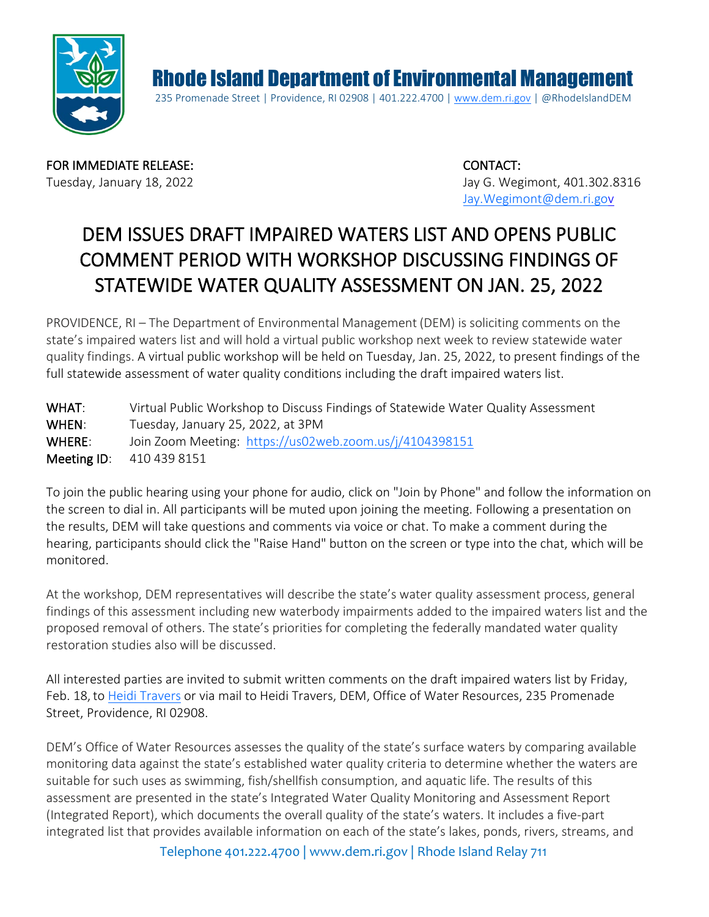# Rhode Island Department of Environmental Management

235 Promenade Street | Providence, RI 02908 | 401.222.4700 | [www.dem.ri.gov](http://www.dem.ri.gov) | @RhodeIslandDEM

FOR IMMEDIATE RELEASE:
Tuesday, January 18, 2022

CONTACT:
Jay G. Wegimont, 401.302.8316
[Jay.Wegimont@dem.ri.gov](mailto:Jay.Wegimont@dem.ri.gov)

## DEM ISSUES DRAFT IMPAIRED WATERS LIST AND OPENS PUBLIC COMMENT PERIOD WITH WORKSHOP DISCUSSING FINDINGS OF STATEWIDE WATER QUALITY ASSESSMENT ON JAN. 25, 2022

PROVIDENCE, RI – The Department of Environmental Management (DEM) is soliciting comments on the state's impaired waters list and will hold a virtual public workshop next week to review statewide water quality findings. A virtual public workshop will be held on Tuesday, Jan. 25, 2022, to present findings of the full statewide assessment of water quality conditions including the draft impaired waters list.

**WHAT**: Virtual Public Workshop to Discuss Findings of Statewide Water Quality Assessment
**WHEN**: Tuesday, January 25, 2022, at 3PM
**WHERE**: Join Zoom Meeting: [https://us02web.zoom.us/j/4104398151](https://us02web.zoom.us/j/4104398151)
**Meeting ID**: 410 439 8151

To join the public hearing using your phone for audio, click on "Join by Phone" and follow the information on the screen to dial in. All participants will be muted upon joining the meeting. Following a presentation on the results, DEM will take questions and comments via voice or chat. To make a comment during the hearing, participants should click the "Raise Hand" button on the screen or type into the chat, which will be monitored.

At the workshop, DEM representatives will describe the state's water quality assessment process, general findings of this assessment including new waterbody impairments added to the impaired waters list and the proposed removal of others. The state's priorities for completing the federally mandated water quality restoration studies also will be discussed.

All interested parties are invited to submit written comments on the draft impaired waters list by Friday, Feb. 18, to Heidi Travers or via mail to Heidi Travers, DEM, Office of Water Resources, 235 Promenade Street, Providence, RI 02908.

DEM's Office of Water Resources assesses the quality of the state's surface waters by comparing available monitoring data against the state's established water quality criteria to determine whether the waters are suitable for such uses as swimming, fish/shellfish consumption, and aquatic life. The results of this assessment are presented in the state's Integrated Water Quality Monitoring and Assessment Report (Integrated Report), which documents the overall quality of the state's waters. It includes a five-part integrated list that provides available information on each of the state's lakes, ponds, rivers, streams, and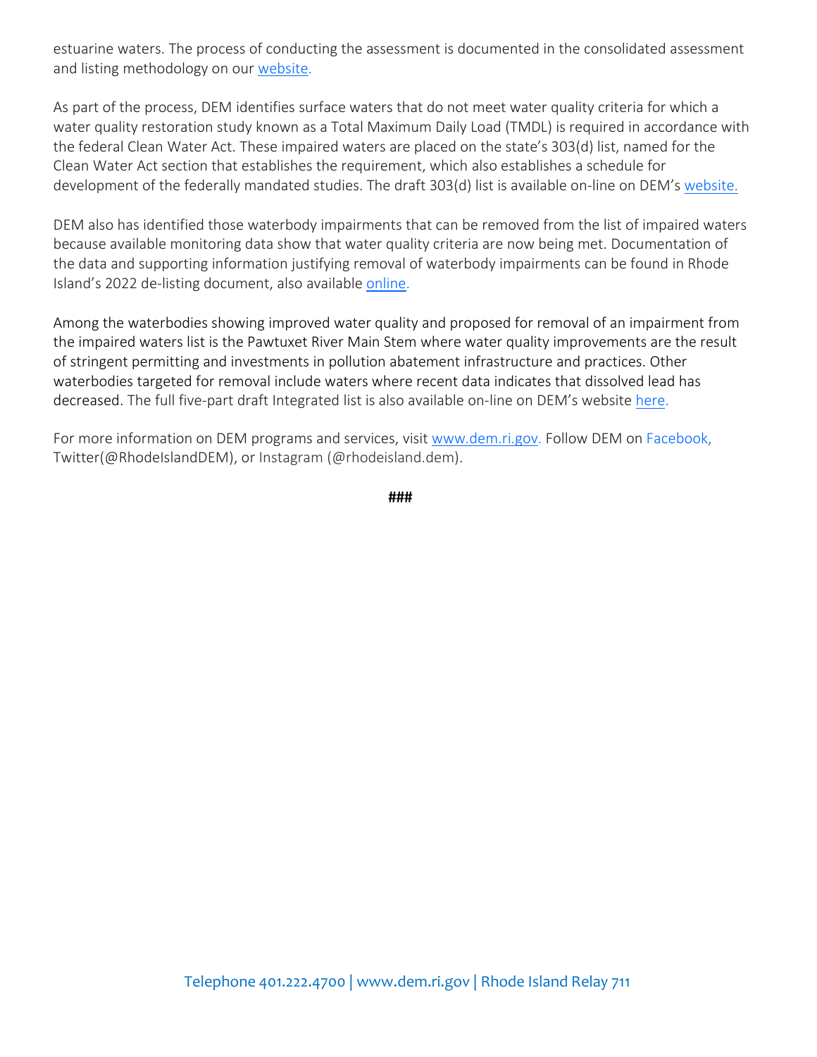estuarine waters. The process of conducting the assessment is documented in the consolidated assessment and listing methodology on our website.

As part of the process, DEM identifies surface waters that do not meet water quality criteria for which a water quality restoration study known as a Total Maximum Daily Load (TMDL) is required in accordance with the federal Clean Water Act. These impaired waters are placed on the state's 303(d) list, named for the Clean Water Act section that establishes the requirement, which also establishes a schedule for development of the federally mandated studies. The draft 303(d) list is available on-line on DEM's website.

DEM also has identified those waterbody impairments that can be removed from the list of impaired waters because available monitoring data show that water quality criteria are now being met. Documentation of the data and supporting information justifying removal of waterbody impairments can be found in Rhode Island's 2022 de-listing document, also available online.

Among the waterbodies showing improved water quality and proposed for removal of an impairment from the impaired waters list is the Pawtuxet River Main Stem where water quality improvements are the result of stringent permitting and investments in pollution abatement infrastructure and practices. Other waterbodies targeted for removal include waters where recent data indicates that dissolved lead has decreased. The full five-part draft Integrated list is also available on-line on DEM's website here.

For more information on DEM programs and services, visit www.dem.ri.gov. Follow DEM on Facebook, Twitter(@RhodeIslandDEM), or Instagram (@rhodeisland.dem).

**###**